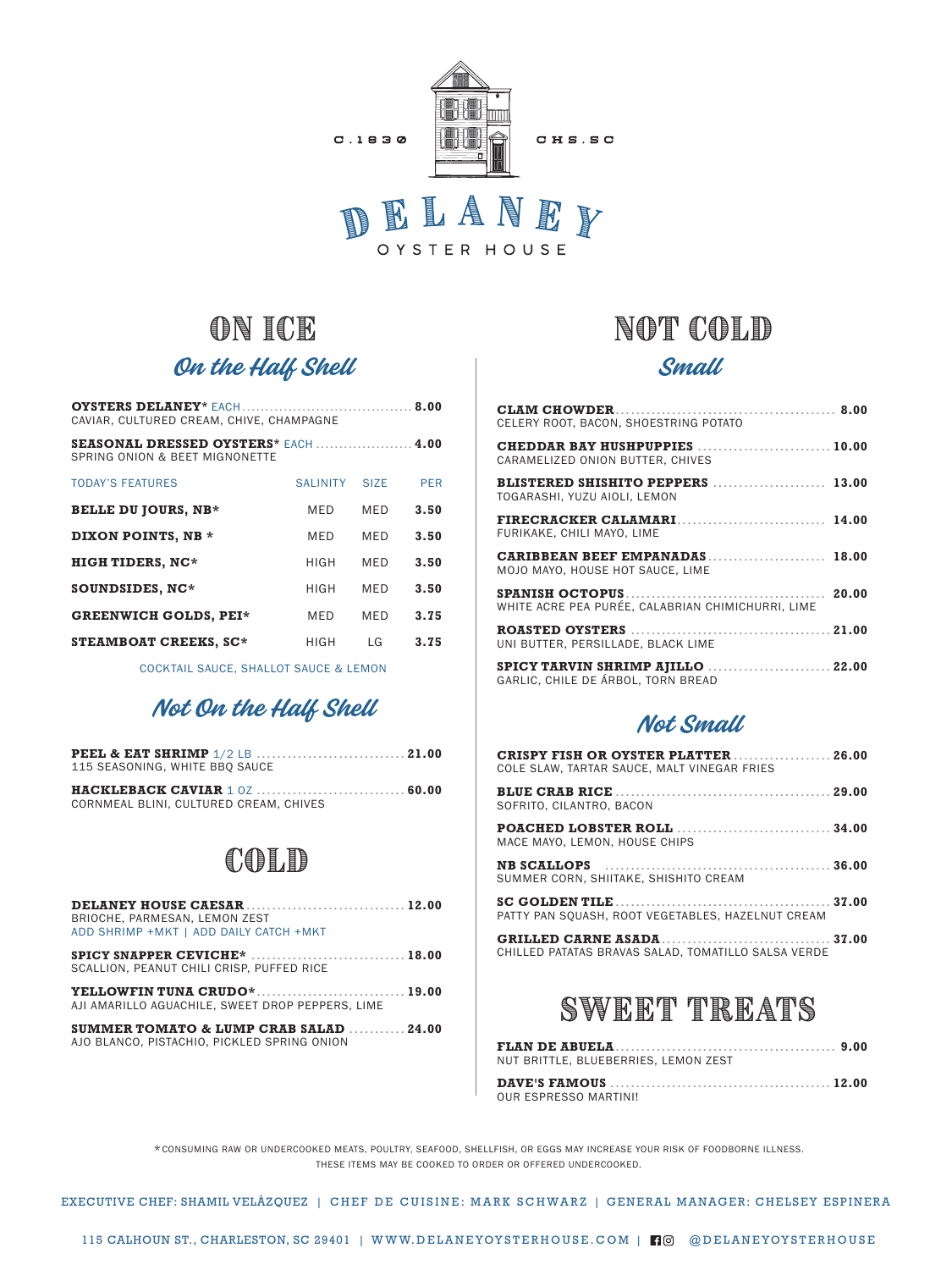C.1830 CHS.SC

# DELANEY

OYSTER HOUSE

## ON ICE

### On the Half Shell

**OYSTERS DELANEY*** EACH ........ **8.00**
CAVIAR, CULTURED CREAM, CHIVE, CHAMPAGNE

**SEASONAL DRESSED OYSTERS*** EACH ........ **4.00**
SPRING ONION & BEET MIGNONETTE

| TODAY'S FEATURES | SALINITY | SIZE | PER |
|---|---|---|---|
| **BELLE DU JOURS, NB*** | MED | MED | **3.50** |
| **DIXON POINTS, NB *** | MED | MED | **3.50** |
| **HIGH TIDERS, NC*** | HIGH | MED | **3.50** |
| **SOUNDSIDES, NC*** | HIGH | MED | **3.50** |
| **GREENWICH GOLDS, PEI*** | MED | MED | **3.75** |
| **STEAMBOAT CREEKS, SC*** | HIGH | LG | **3.75** |

COCKTAIL SAUCE, SHALLOT SAUCE & LEMON

### Not On the Half Shell

**PEEL & EAT SHRIMP** 1/2 LB ........ **21.00**
115 SEASONING, WHITE BBQ SAUCE

**HACKLEBACK CAVIAR** 1 OZ ........ **60.00**
CORNMEAL BLINI, CULTURED CREAM, CHIVES

## COLD

**DELANEY HOUSE CAESAR** ........ **12.00**
BRIOCHE, PARMESAN, LEMON ZEST
ADD SHRIMP +MKT | ADD DAILY CATCH +MKT

**SPICY SNAPPER CEVICHE*** ........ **18.00**
SCALLION, PEANUT CHILI CRISP, PUFFED RICE

**YELLOWFIN TUNA CRUDO*** ........ **19.00**
AJI AMARILLO AGUACHILE, SWEET DROP PEPPERS, LIME

**SUMMER TOMATO & LUMP CRAB SALAD** ........ **24.00**
AJO BLANCO, PISTACHIO, PICKLED SPRING ONION

## NOT COLD

### Small

**CLAM CHOWDER** ........ **8.00**
CELERY ROOT, BACON, SHOESTRING POTATO

**CHEDDAR BAY HUSHPUPPIES** ........ **10.00**
CARAMELIZED ONION BUTTER, CHIVES

**BLISTERED SHISHITO PEPPERS** ........ **13.00**
TOGARASHI, YUZU AIOLI, LEMON

**FIRECRACKER CALAMARI** ........ **14.00**
FURIKAKE, CHILI MAYO, LIME

**CARIBBEAN BEEF EMPANADAS** ........ **18.00**
MOJO MAYO, HOUSE HOT SAUCE, LIME

**SPANISH OCTOPUS** ........ **20.00**
WHITE ACRE PEA PURÉE, CALABRIAN CHIMICHURRI, LIME

**ROASTED OYSTERS** ........ **21.00**
UNI BUTTER, PERSILLADE, BLACK LIME

**SPICY TARVIN SHRIMP AJILLO** ........ **22.00**
GARLIC, CHILE DE ÁRBOL, TORN BREAD

### Not Small

**CRISPY FISH OR OYSTER PLATTER** ........ **26.00**
COLE SLAW, TARTAR SAUCE, MALT VINEGAR FRIES

**BLUE CRAB RICE** ........ **29.00**
SOFRITO, CILANTRO, BACON

**POACHED LOBSTER ROLL** ........ **34.00**
MACE MAYO, LEMON, HOUSE CHIPS

**NB SCALLOPS** ........ **36.00**
SUMMER CORN, SHIITAKE, SHISHITO CREAM

**SC GOLDEN TILE** ........ **37.00**
PATTY PAN SQUASH, ROOT VEGETABLES, HAZELNUT CREAM

**GRILLED CARNE ASADA** ........ **37.00**
CHILLED PATATAS BRAVAS SALAD, TOMATILLO SALSA VERDE

## SWEET TREATS

**FLAN DE ABUELA** ........ **9.00**
NUT BRITTLE, BLUEBERRIES, LEMON ZEST

**DAVE'S FAMOUS** ........ **12.00**
OUR ESPRESSO MARTINI!

*CONSUMING RAW OR UNDERCOOKED MEATS, POULTRY, SEAFOOD, SHELLFISH, OR EGGS MAY INCREASE YOUR RISK OF FOODBORNE ILLNESS. THESE ITEMS MAY BE COOKED TO ORDER OR OFFERED UNDERCOOKED.

EXECUTIVE CHEF: SHAMIL VELÁZQUEZ | CHEF DE CUISINE: MARK SCHWARZ | GENERAL MANAGER: CHELSEY ESPINERA

115 CALHOUN ST., CHARLESTON, SC 29401 | WWW.DELANEYOYSTERHOUSE.COM | @DELANEYOYSTERHOUSE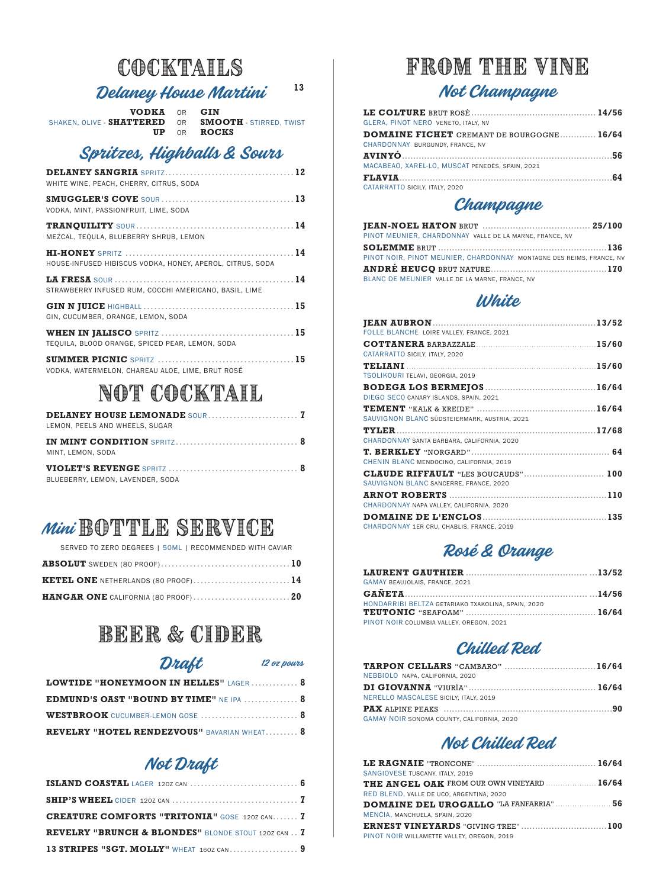# COCKTAILS

## Delaney House Martini

13

**VODKA** OR **GIN**
SHAKEN, OLIVE - **SHATTERED** OR **SMOOTH** - STIRRED, TWIST
**UP** OR **ROCKS**

## Spritzes, Highballs & Sours

**DELANEY SANGRIA** SPRITZ .......... 12
WHITE WINE, PEACH, CHERRY, CITRUS, SODA

**SMUGGLER'S COVE** SOUR .......... 13
VODKA, MINT, PASSIONFRUIT, LIME, SODA

**TRANQUILITY** SOUR .......... 14
MEZCAL, TEQUILA, BLUEBERRY SHRUB, LEMON

**HI-HONEY** SPRITZ .......... 14
HOUSE-INFUSED HIBISCUS VODKA, HONEY, APEROL, CITRUS, SODA

**LA FRESA** SOUR .......... 14
STRAWBERRY INFUSED RUM, COCCHI AMERICANO, BASIL, LIME

**GIN N JUICE** HIGHBALL .......... 15
GIN, CUCUMBER, ORANGE, LEMON, SODA

**WHEN IN JALISCO** SPRITZ .......... 15
TEQUILA, BLOOD ORANGE, SPICED PEAR, LEMON, SODA

**SUMMER PICNIC** SPRITZ .......... 15
VODKA, WATERMELON, CHAREAU ALOE, LIME, BRUT ROSÉ

# NOT COCKTAIL

**DELANEY HOUSE LEMONADE** SOUR .......... 7
LEMON, PEELS AND WHEELS, SUGAR

**IN MINT CONDITION** SPRITZ .......... 8
MINT, LEMON, SODA

**VIOLET'S REVENGE** SPRITZ .......... 8
BLUEBERRY, LEMON, LAVENDER, SODA

# Mini BOTTLE SERVICE

SERVED TO ZERO DEGREES | 50ML | RECOMMENDED WITH CAVIAR

**ABSOLUT** SWEDEN (80 PROOF) .......... 10
**KETEL ONE** NETHERLANDS (80 PROOF) .......... 14
**HANGAR ONE** CALIFORNIA (80 PROOF) .......... 20

# BEER & CIDER

## Draft

*12 oz pours*

**LOWTIDE "HONEYMOON IN HELLES"** LAGER .......... 8
**EDMUND'S OAST "BOUND BY TIME"** NE IPA .......... 8
**WESTBROOK** CUCUMBER-LEMON GOSE .......... 8
**REVELRY "HOTEL RENDEZVOUS"** BAVARIAN WHEAT .......... 8

## Not Draft

**ISLAND COASTAL** LAGER 12OZ CAN .......... 6
**SHIP'S WHEEL** CIDER 12OZ CAN .......... 7
**CREATURE COMFORTS "TRITONIA"** GOSE 12OZ CAN .......... 7
**REVELRY "BRUNCH & BLONDES"** BLONDE STOUT 12OZ CAN .......... 7
**13 STRIPES "SGT. MOLLY"** WHEAT 16OZ CAN .......... 9

# FROM THE VINE

## Not Champagne

**LE COLTURE** BRUT ROSÉ .......... 14/56
GLERA, PINOT NERO VENETO, ITALY, NV

**DOMAINE FICHET** CREMANT DE BOURGOGNE .......... 16/64
CHARDONNAY BURGUNDY, FRANCE, NV

**AVINYÓ** .......... 56
MACABEAO, XAREL-LO, MUSCAT PENEDÈS, SPAIN, 2021

**FLAVIA** .......... 64
CATARRATTO SICILY, ITALY, 2020

## Champagne

**JEAN-NOEL HATON** BRUT .......... 25/100
PINOT MEUNIER, CHARDONNAY VALLE DE LA MARNE, FRANCE, NV

**SOLEMME** BRUT .......... 136
PINOT NOIR, PINOT MEUNIER, CHARDONNAY MONTAGNE DES REIMS, FRANCE, NV

**ANDRÉ HEUCQ** BRUT NATURE .......... 170
BLANC DE MEUNIER VALLE DE LA MARNE, FRANCE, NV

## White

**JEAN AUBRON** .......... 13/52
FOLLE BLANCHE LOIRE VALLEY, FRANCE, 2021

**COTTANERA** BARBAZZALE .......... 15/60
CATARRATTO SICILY, ITALY, 2020

**TELIANI** .......... 15/60
TSOLIKOURI TELAVI, GEORGIA, 2019

**BODEGA LOS BERMEJOS** .......... 16/64
DIEGO SECO CANARY ISLANDS, SPAIN, 2021

**TEMENT** "KALK & KREIDE" .......... 16/64
SAUVIGNON BLANC SÜDSTEIERMARK, AUSTRIA, 2021

**TYLER** .......... 17/68
CHARDONNAY SANTA BARBARA, CALIFORNIA, 2020

**T. BERKLEY** "NORGARD" .......... 64
CHENIN BLANC MENDOCINO, CALIFORNIA, 2019

**CLAUDE RIFFAULT** "LES BOUCAUDS" .......... 100
SAUVIGNON BLANC SANCERRE, FRANCE, 2020

**ARNOT ROBERTS** .......... 110
CHARDONNAY NAPA VALLEY, CALIFORNIA, 2020

**DOMAINE DE L'ENCLOS** .......... 135
CHARDONNAY 1ER CRU, CHABLIS, FRANCE, 2019

## Rosé & Orange

**LAURENT GAUTHIER** .......... 13/52
GAMAY BEAUJOLAIS, FRANCE, 2021

**GAÑETA** .......... 14/56
HONDARRIBI BELTZA GETARIAKO TXAKOLINA, SPAIN, 2020

**TEUTONIC** "SEAFOAM" .......... 16/64
PINOT NOIR COLUMBIA VALLEY, OREGON, 2021

## Chilled Red

**TARPON CELLARS** "CAMBARO" .......... 16/64
NEBBIOLO NAPA, CALIFORNIA, 2020

**DI GIOVANNA** "VIURÍA" .......... 16/64
NERELLO MASCALESE SICILY, ITALY, 2019

**PAX** ALPINE PEAKS .......... 90
GAMAY NOIR SONOMA COUNTY, CALIFORNIA, 2020

## Not Chilled Red

**LE RAGNAIE** "TRONCONE" .......... 16/64
SANGIOVESE TUSCANY, ITALY, 2019

**THE ANGEL OAK** FROM OUR OWN VINEYARD .......... 16/64
RED BLEND, VALLE DE UCO, ARGENTINA, 2020

**DOMAINE DEL UROGALLO** "LA FANFARRIA" .......... 56
MENCIA, MANCHUELA, SPAIN, 2020

**ERNEST VINEYARDS** "GIVING TREE" .......... 100
PINOT NOIR WILLAMETTE VALLEY, OREGON, 2019